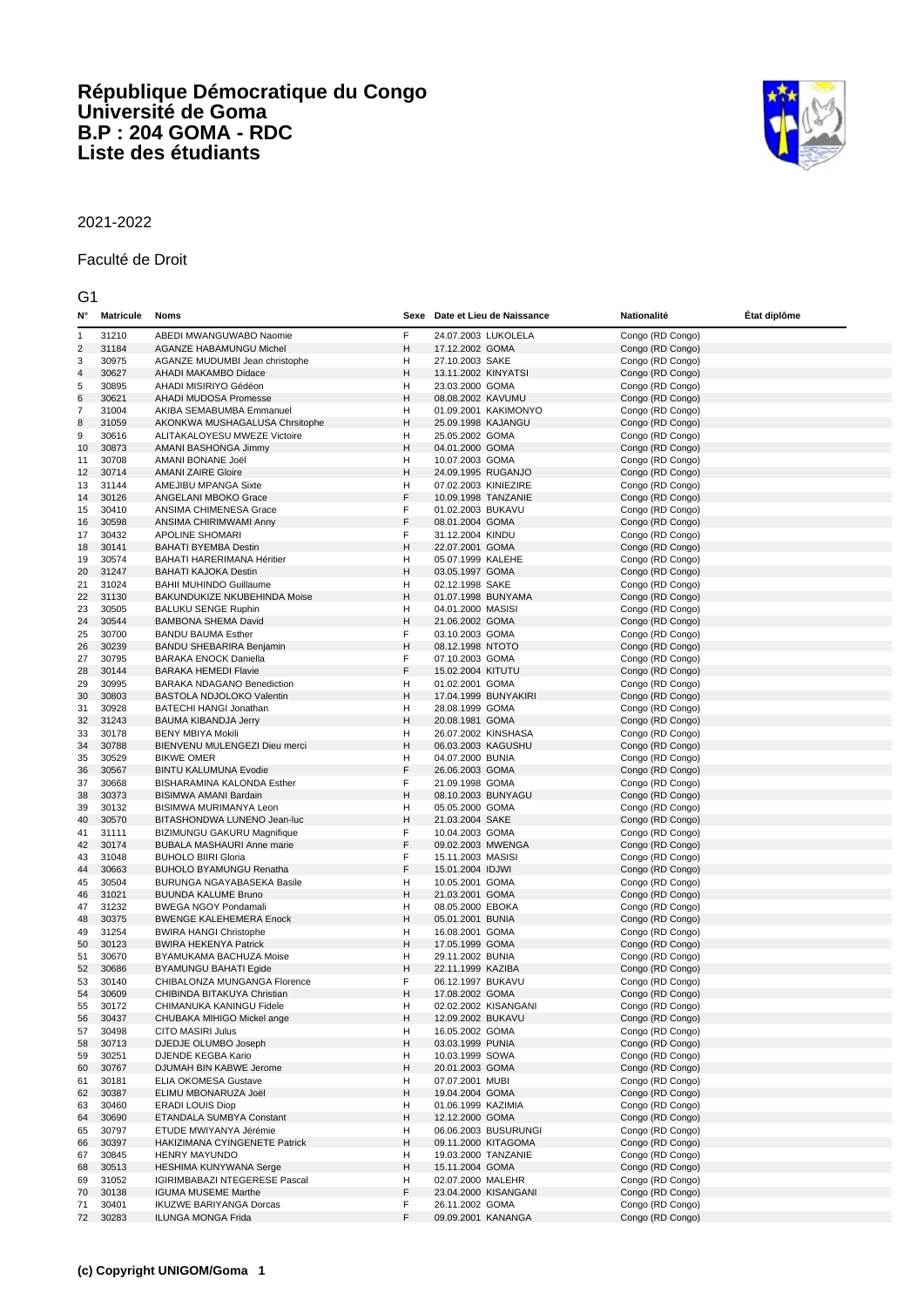# République Démocratique du Congo
# Université de Goma
# B.P : 204 GOMA - RDC
# Liste des étudiants

2021-2022

Faculté de Droit

G1

| N° | Matricule | Noms | Sexe | Date et Lieu de Naissance | Nationalité | État diplôme |
|---|---|---|---|---|---|---|
| 1 | 31210 | ABEDI MWANGUWABO Naomie | F | 24.07.2003 LUKOLELA | Congo (RD Congo) | |
| 2 | 31184 | AGANZE HABAMUNGU Michel | H | 17.12.2002 GOMA | Congo (RD Congo) | |
| 3 | 30975 | AGANZE MUDUMBI Jean christophe | H | 27.10.2003 SAKE | Congo (RD Congo) | |
| 4 | 30627 | AHADI MAKAMBO Didace | H | 13.11.2002 KINYATSI | Congo (RD Congo) | |
| 5 | 30895 | AHADI MISIRIYO Gédéon | H | 23.03.2000 GOMA | Congo (RD Congo) | |
| 6 | 30621 | AHADI MUDOSA Promesse | H | 08.08.2002 KAVUMU | Congo (RD Congo) | |
| 7 | 31004 | AKIBA SEMABUMBA Emmanuel | H | 01.09.2001 KAKIMONYO | Congo (RD Congo) | |
| 8 | 31059 | AKONKWA MUSHAGALUSA Chrsitophe | H | 25.09.1998 KAJANGU | Congo (RD Congo) | |
| 9 | 30616 | ALITAKALOYESU MWEZE Victoire | H | 25.05.2002 GOMA | Congo (RD Congo) | |
| 10 | 30873 | AMANI BASHONGA Jimmy | H | 04.01.2000 GOMA | Congo (RD Congo) | |
| 11 | 30708 | AMANI BONANE Joël | H | 10.07.2003 GOMA | Congo (RD Congo) | |
| 12 | 30714 | AMANI ZAIRE Gloire | H | 24.09.1995 RUGANJO | Congo (RD Congo) | |
| 13 | 31144 | AMEJIBU MPANGA Sixte | H | 07.02.2003 KINIEZIRE | Congo (RD Congo) | |
| 14 | 30126 | ANGELANI MBOKO Grace | F | 10.09.1998 TANZANIE | Congo (RD Congo) | |
| 15 | 30410 | ANSIMA CHIMENESA Grace | F | 01.02.2003 BUKAVU | Congo (RD Congo) | |
| 16 | 30598 | ANSIMA CHIRIMWAMI Anny | F | 08.01.2004 GOMA | Congo (RD Congo) | |
| 17 | 30432 | APOLINE SHOMARI | F | 31.12.2004 KINDU | Congo (RD Congo) | |
| 18 | 30141 | BAHATI BYEMBA Destin | H | 22.07.2001 GOMA | Congo (RD Congo) | |
| 19 | 30574 | BAHATI HARERIMANA Héritier | H | 05.07.1999 KALEHE | Congo (RD Congo) | |
| 20 | 31247 | BAHATI KAJOKA Destin | H | 03.05.1997 GOMA | Congo (RD Congo) | |
| 21 | 31024 | BAHII MUHINDO Guillaume | H | 02.12.1998 SAKE | Congo (RD Congo) | |
| 22 | 31130 | BAKUNDUKIZE NKUBEHINDA Moise | H | 01.07.1998 BUNYAMA | Congo (RD Congo) | |
| 23 | 30505 | BALUKU SENGE Ruphin | H | 04.01.2000 MASISI | Congo (RD Congo) | |
| 24 | 30544 | BAMBONA SHEMA David | H | 21.06.2002 GOMA | Congo (RD Congo) | |
| 25 | 30700 | BANDU BAUMA Esther | F | 03.10.2003 GOMA | Congo (RD Congo) | |
| 26 | 30239 | BANDU SHEBARIRA Benjamin | H | 08.12.1998 NTOTO | Congo (RD Congo) | |
| 27 | 30795 | BARAKA ENOCK Daniella | F | 07.10.2003 GOMA | Congo (RD Congo) | |
| 28 | 30144 | BARAKA HEMEDI Flavie | F | 15.02.2004 KITUTU | Congo (RD Congo) | |
| 29 | 30995 | BARAKA NDAGANO Benediction | H | 01.02.2001 GOMA | Congo (RD Congo) | |
| 30 | 30803 | BASTOLA NDJOLOKO Valentin | H | 17.04.1999 BUNYAKIRI | Congo (RD Congo) | |
| 31 | 30928 | BATECHI HANGI Jonathan | H | 28.08.1999 GOMA | Congo (RD Congo) | |
| 32 | 31243 | BAUMA KIBANDJA Jerry | H | 20.08.1981 GOMA | Congo (RD Congo) | |
| 33 | 30178 | BENY MBIYA Mokili | H | 26.07.2002 KINSHASA | Congo (RD Congo) | |
| 34 | 30788 | BIENVENU MULENGEZI Dieu merci | H | 06.03.2003 KAGUSHU | Congo (RD Congo) | |
| 35 | 30529 | BIKWE OMER | H | 04.07.2000 BUNIA | Congo (RD Congo) | |
| 36 | 30567 | BINTU KALUMUNA Evodie | F | 26.06.2003 GOMA | Congo (RD Congo) | |
| 37 | 30668 | BISHARAMINA KALONDA Esther | F | 21.09.1998 GOMA | Congo (RD Congo) | |
| 38 | 30373 | BISIMWA AMANI Bardain | H | 08.10.2003 BUNYAGU | Congo (RD Congo) | |
| 39 | 30132 | BISIMWA MURIMANYA Leon | H | 05.05.2000 GOMA | Congo (RD Congo) | |
| 40 | 30570 | BITASHONDWA LUNENO Jean-luc | H | 21.03.2004 SAKE | Congo (RD Congo) | |
| 41 | 31111 | BIZIMUNGU GAKURU Magnifique | F | 10.04.2003 GOMA | Congo (RD Congo) | |
| 42 | 30174 | BUBALA MASHAURI Anne marie | F | 09.02.2003 MWENGA | Congo (RD Congo) | |
| 43 | 31048 | BUHOLO BIIRI Gloria | F | 15.11.2003 MASISI | Congo (RD Congo) | |
| 44 | 30663 | BUHOLO BYAMUNGU Renatha | F | 15.01.2004 IDJWI | Congo (RD Congo) | |
| 45 | 30504 | BURUNGA NGAYABASEKA Basile | H | 10.05.2001 GOMA | Congo (RD Congo) | |
| 46 | 31021 | BUUNDA KALUME Bruno | H | 21.03.2001 GOMA | Congo (RD Congo) | |
| 47 | 31232 | BWEGA NGOY Pondamali | H | 08.05.2000 EBOKA | Congo (RD Congo) | |
| 48 | 30375 | BWENGE KALEHEMERA Enock | H | 05.01.2001 BUNIA | Congo (RD Congo) | |
| 49 | 31254 | BWIRA HANGI Christophe | H | 16.08.2001 GOMA | Congo (RD Congo) | |
| 50 | 30123 | BWIRA HEKENYA Patrick | H | 17.05.1999 GOMA | Congo (RD Congo) | |
| 51 | 30670 | BYAMUKAMA BACHUZA Moise | H | 29.11.2002 BUNIA | Congo (RD Congo) | |
| 52 | 30686 | BYAMUNGU BAHATI Egide | H | 22.11.1999 KAZIBA | Congo (RD Congo) | |
| 53 | 30140 | CHIBALONZA MUNGANGA Florence | F | 06.12.1997 BUKAVU | Congo (RD Congo) | |
| 54 | 30609 | CHIBINDA BITAKUYA Christian | H | 17.08.2002 GOMA | Congo (RD Congo) | |
| 55 | 30172 | CHIMANUKA KANINGU Fidele | H | 02.02.2002 KISANGANI | Congo (RD Congo) | |
| 56 | 30437 | CHUBAKA MIHIGO Mickel ange | H | 12.09.2002 BUKAVU | Congo (RD Congo) | |
| 57 | 30498 | CITO MASIRI Julus | H | 16.05.2002 GOMA | Congo (RD Congo) | |
| 58 | 30713 | DJEDJE OLUMBO Joseph | H | 03.03.1999 PUNIA | Congo (RD Congo) | |
| 59 | 30251 | DJENDE KEGBA Kario | H | 10.03.1999 SOWA | Congo (RD Congo) | |
| 60 | 30767 | DJUMAH BIN KABWE Jerome | H | 20.01.2003 GOMA | Congo (RD Congo) | |
| 61 | 30181 | ELIA OKOMESA Gustave | H | 07.07.2001 MUBI | Congo (RD Congo) | |
| 62 | 30387 | ELIMU MBONARUZA Joël | H | 19.04.2004 GOMA | Congo (RD Congo) | |
| 63 | 30460 | ERADI LOUIS Diop | H | 01.06.1999 KAZIMIA | Congo (RD Congo) | |
| 64 | 30690 | ETANDALA SUMBYA Constant | H | 12.12.2000 GOMA | Congo (RD Congo) | |
| 65 | 30797 | ETUDE MWIYANYA Jérémie | H | 06.06.2003 BUSURUNGI | Congo (RD Congo) | |
| 66 | 30397 | HAKIZIMANA CYINGENETE Patrick | H | 09.11.2000 KITAGOMA | Congo (RD Congo) | |
| 67 | 30845 | HENRY MAYUNDO | H | 19.03.2000 TANZANIE | Congo (RD Congo) | |
| 68 | 30513 | HESHIMA KUNYWANA Serge | H | 15.11.2004 GOMA | Congo (RD Congo) | |
| 69 | 31052 | IGIRIMBABAZI NTEGERESE Pascal | H | 02.07.2000 MALEHR | Congo (RD Congo) | |
| 70 | 30138 | IGUMA MUSEME Marthe | F | 23.04.2000 KISANGANI | Congo (RD Congo) | |
| 71 | 30401 | IKUZWE BARIYANGA Dorcas | F | 26.11.2002 GOMA | Congo (RD Congo) | |
| 72 | 30283 | ILUNGA MONGA Frida | F | 09.09.2001 KANANGA | Congo (RD Congo) | |

**(c) Copyright UNIGOM/Goma**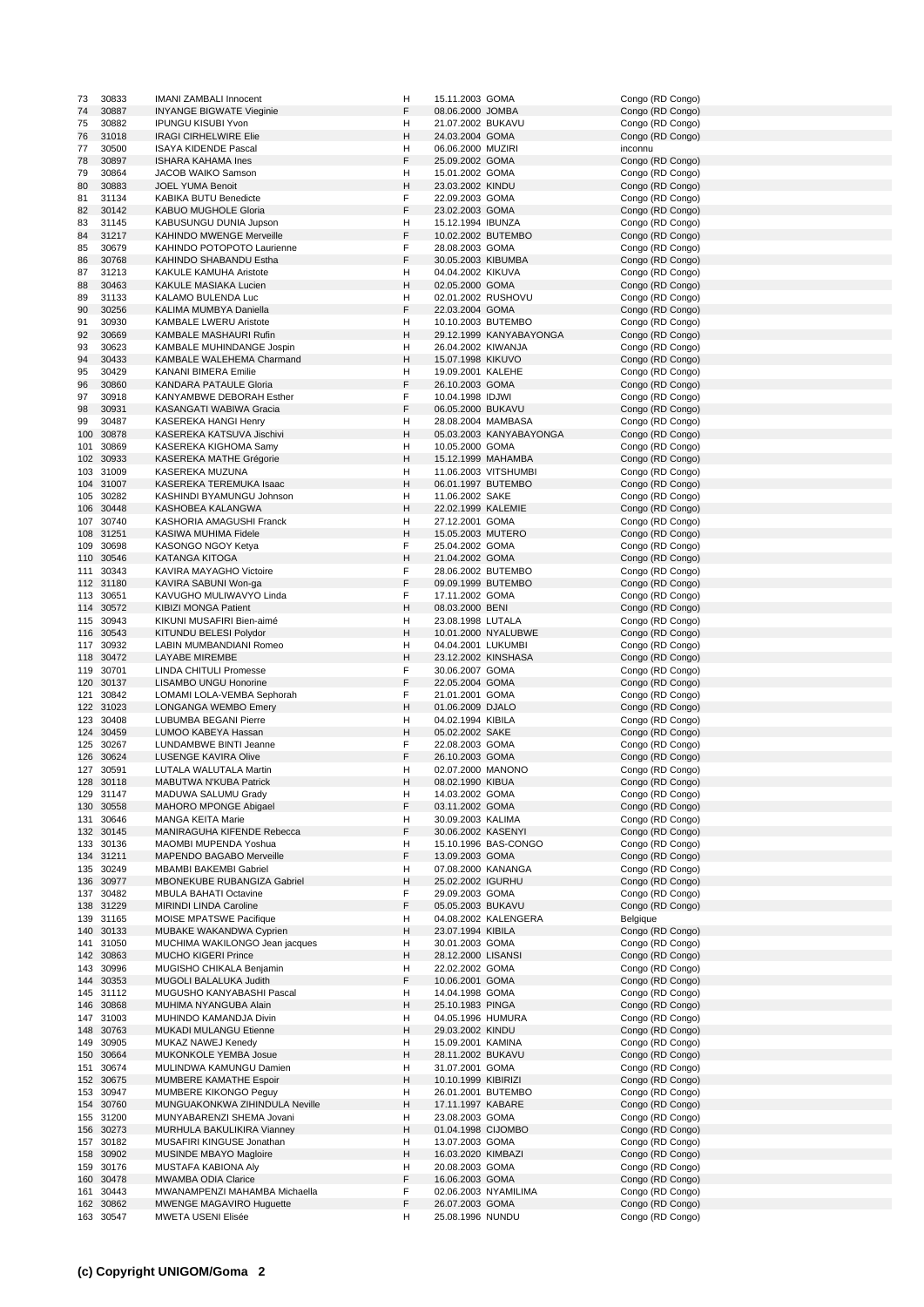| | | | | | | |
|---|---|---|---|---|---|---|
| 73 | 30833 | IMANI ZAMBALI Innocent | H | 15.11.2003 | GOMA | Congo (RD Congo) |
| 74 | 30887 | INYANGE BIGWATE Vieginie | F | 08.06.2000 | JOMBA | Congo (RD Congo) |
| 75 | 30882 | IPUNGU KISUBI Yvon | H | 21.07.2002 | BUKAVU | Congo (RD Congo) |
| 76 | 31018 | IRAGI CIRHELWIRE Elie | H | 24.03.2004 | GOMA | Congo (RD Congo) |
| 77 | 30500 | ISAYA KIDENDE Pascal | H | 06.06.2000 | MUZIRI | inconnu |
| 78 | 30897 | ISHARA KAHAMA Ines | F | 25.09.2002 | GOMA | Congo (RD Congo) |
| 79 | 30864 | JACOB WAIKO Samson | H | 15.01.2002 | GOMA | Congo (RD Congo) |
| 80 | 30883 | JOEL YUMA Benoit | H | 23.03.2002 | KINDU | Congo (RD Congo) |
| 81 | 31134 | KABIKA BUTU Benedicte | F | 22.09.2003 | GOMA | Congo (RD Congo) |
| 82 | 30142 | KABUO MUGHOLE Gloria | F | 23.02.2003 | GOMA | Congo (RD Congo) |
| 83 | 31145 | KABUSUNGU DUNIA Jupson | H | 15.12.1994 | IBUNZA | Congo (RD Congo) |
| 84 | 31217 | KAHINDO MWENGE Merveille | F | 10.02.2002 | BUTEMBO | Congo (RD Congo) |
| 85 | 30679 | KAHINDO POTOPOTO Laurienne | F | 28.08.2003 | GOMA | Congo (RD Congo) |
| 86 | 30768 | KAHINDO SHABANDU Estha | F | 30.05.2003 | KIBUMBA | Congo (RD Congo) |
| 87 | 31213 | KAKULE KAMUHA Aristote | H | 04.04.2002 | KIKUVA | Congo (RD Congo) |
| 88 | 30463 | KAKULE MASIAKA Lucien | H | 02.05.2000 | GOMA | Congo (RD Congo) |
| 89 | 31133 | KALAMO BULENDA Luc | H | 02.01.2002 | RUSHOVU | Congo (RD Congo) |
| 90 | 30256 | KALIMA MUMBYA Daniella | F | 22.03.2004 | GOMA | Congo (RD Congo) |
| 91 | 30930 | KAMBALE LWERU Aristote | H | 10.10.2003 | BUTEMBO | Congo (RD Congo) |
| 92 | 30669 | KAMBALE MASHAURI Rufin | H | 29.12.1999 | KANYABAYONGA | Congo (RD Congo) |
| 93 | 30623 | KAMBALE MUHINDANGE Jospin | H | 26.04.2002 | KIWANJA | Congo (RD Congo) |
| 94 | 30433 | KAMBALE WALEHEMA Charmand | H | 15.07.1998 | KIKUVO | Congo (RD Congo) |
| 95 | 30429 | KANANI BIMERA Emilie | H | 19.09.2001 | KALEHE | Congo (RD Congo) |
| 96 | 30860 | KANDARA PATAULE Gloria | F | 26.10.2003 | GOMA | Congo (RD Congo) |
| 97 | 30918 | KANYAMBWE DEBORAH Esther | F | 10.04.1998 | IDJWI | Congo (RD Congo) |
| 98 | 30931 | KASANGATI WABIWA Gracia | F | 06.05.2000 | BUKAVU | Congo (RD Congo) |
| 99 | 30487 | KASEREKA HANGI Henry | H | 28.08.2004 | MAMBASA | Congo (RD Congo) |
| 100 | 30878 | KASEREKA KATSUVA Jischivi | H | 05.03.2003 | KANYABAYONGA | Congo (RD Congo) |
| 101 | 30869 | KASEREKA KIGHOMA Samy | H | 10.05.2000 | GOMA | Congo (RD Congo) |
| 102 | 30933 | KASEREKA MATHE Grégorie | H | 15.12.1999 | MAHAMBA | Congo (RD Congo) |
| 103 | 31009 | KASEREKA MUZUNA | H | 11.06.2003 | VITSHUMBI | Congo (RD Congo) |
| 104 | 31007 | KASEREKA TEREMUKA Isaac | H | 06.01.1997 | BUTEMBO | Congo (RD Congo) |
| 105 | 30282 | KASHINDI BYAMUNGU Johnson | H | 11.06.2002 | SAKE | Congo (RD Congo) |
| 106 | 30448 | KASHOBEA KALANGWA | H | 22.02.1999 | KALEMIE | Congo (RD Congo) |
| 107 | 30740 | KASHORIA AMAGUSHI Franck | H | 27.12.2001 | GOMA | Congo (RD Congo) |
| 108 | 31251 | KASIWA MUHIMA Fidele | H | 15.05.2003 | MUTERO | Congo (RD Congo) |
| 109 | 30698 | KASONGO NGOY Ketya | F | 25.04.2002 | GOMA | Congo (RD Congo) |
| 110 | 30546 | KATANGA KITOGA | H | 21.04.2002 | GOMA | Congo (RD Congo) |
| 111 | 30343 | KAVIRA MAYAGHO Victoire | F | 28.06.2002 | BUTEMBO | Congo (RD Congo) |
| 112 | 31180 | KAVIRA SABUNI Won-ga | F | 09.09.1999 | BUTEMBO | Congo (RD Congo) |
| 113 | 30651 | KAVUGHO MULIWAVYO Linda | F | 17.11.2002 | GOMA | Congo (RD Congo) |
| 114 | 30572 | KIBIZI MONGA Patient | H | 08.03.2000 | BENI | Congo (RD Congo) |
| 115 | 30943 | KIKUNI MUSAFIRI Bien-aimé | H | 23.08.1998 | LUTALA | Congo (RD Congo) |
| 116 | 30543 | KITUNDU BELESI Polydor | H | 10.01.2000 | NYALUBWE | Congo (RD Congo) |
| 117 | 30932 | LABIN MUMBANDIANI Romeo | H | 04.04.2001 | LUKUMBI | Congo (RD Congo) |
| 118 | 30472 | LAYABE MIREMBE | H | 23.12.2002 | KINSHASA | Congo (RD Congo) |
| 119 | 30701 | LINDA CHITULI Promesse | F | 30.06.2007 | GOMA | Congo (RD Congo) |
| 120 | 30137 | LISAMBO UNGU Honorine | F | 22.05.2004 | GOMA | Congo (RD Congo) |
| 121 | 30842 | LOMAMI LOLA-VEMBA Sephorah | F | 21.01.2001 | GOMA | Congo (RD Congo) |
| 122 | 31023 | LONGANGA WEMBO Emery | H | 01.06.2009 | DJALO | Congo (RD Congo) |
| 123 | 30408 | LUBUMBA BEGANI Pierre | H | 04.02.1994 | KIBILA | Congo (RD Congo) |
| 124 | 30459 | LUMOO KABEYA Hassan | H | 05.02.2002 | SAKE | Congo (RD Congo) |
| 125 | 30267 | LUNDAMBWE BINTI Jeanne | F | 22.08.2003 | GOMA | Congo (RD Congo) |
| 126 | 30624 | LUSENGE KAVIRA Olive | F | 26.10.2003 | GOMA | Congo (RD Congo) |
| 127 | 30591 | LUTALA WALUTALA Martin | H | 02.07.2000 | MANONO | Congo (RD Congo) |
| 128 | 30118 | MABUTWA N'KUBA Patrick | H | 08.02.1990 | KIBUA | Congo (RD Congo) |
| 129 | 31147 | MADUWA SALUMU Grady | H | 14.03.2002 | GOMA | Congo (RD Congo) |
| 130 | 30558 | MAHORO MPONGE Abigael | F | 03.11.2002 | GOMA | Congo (RD Congo) |
| 131 | 30646 | MANGA KEITA Marie | H | 30.09.2003 | KALIMA | Congo (RD Congo) |
| 132 | 30145 | MANIRAGUHA KIFENDE Rebecca | F | 30.06.2002 | KASENYI | Congo (RD Congo) |
| 133 | 30136 | MAOMBI MUPENDA Yoshua | H | 15.10.1996 | BAS-CONGO | Congo (RD Congo) |
| 134 | 31211 | MAPENDO BAGABO Merveille | F | 13.09.2003 | GOMA | Congo (RD Congo) |
| 135 | 30249 | MBAMBI BAKEMBI Gabriel | H | 07.08.2000 | KANANGA | Congo (RD Congo) |
| 136 | 30977 | MBONEKUBE RUBANGIZA Gabriel | H | 25.02.2002 | IGURHU | Congo (RD Congo) |
| 137 | 30482 | MBULA BAHATI Octavine | F | 29.09.2003 | GOMA | Congo (RD Congo) |
| 138 | 31229 | MIRINDI LINDA Caroline | F | 05.05.2003 | BUKAVU | Congo (RD Congo) |
| 139 | 31165 | MOISE MPATSWE Pacifique | H | 04.08.2002 | KALENGERA | Belgique |
| 140 | 30133 | MUBAKE WAKANDWA Cyprien | H | 23.07.1994 | KIBILA | Congo (RD Congo) |
| 141 | 31050 | MUCHIMA WAKILONGO Jean jacques | H | 30.01.2003 | GOMA | Congo (RD Congo) |
| 142 | 30863 | MUCHO KIGERI Prince | H | 28.12.2000 | LISANSI | Congo (RD Congo) |
| 143 | 30996 | MUGISHO CHIKALA Benjamin | H | 22.02.2002 | GOMA | Congo (RD Congo) |
| 144 | 30353 | MUGOLI BALALUKA Judith | F | 10.06.2001 | GOMA | Congo (RD Congo) |
| 145 | 31112 | MUGUSHO KANYABASHI Pascal | H | 14.04.1998 | GOMA | Congo (RD Congo) |
| 146 | 30868 | MUHIMA NYANGUBA Alain | H | 25.10.1983 | PINGA | Congo (RD Congo) |
| 147 | 31003 | MUHINDO KAMANDJA Divin | H | 04.05.1996 | HUMURA | Congo (RD Congo) |
| 148 | 30763 | MUKADI MULANGU Etienne | H | 29.03.2002 | KINDU | Congo (RD Congo) |
| 149 | 30905 | MUKAZ NAWEJ Kenedy | H | 15.09.2001 | KAMINA | Congo (RD Congo) |
| 150 | 30664 | MUKONKOLE YEMBA Josue | H | 28.11.2002 | BUKAVU | Congo (RD Congo) |
| 151 | 30674 | MULINDWA KAMUNGU Damien | H | 31.07.2001 | GOMA | Congo (RD Congo) |
| 152 | 30675 | MUMBERE KAMATHE Espoir | H | 10.10.1999 | KIBIRIZI | Congo (RD Congo) |
| 153 | 30947 | MUMBERE KIKONGO Peguy | H | 26.01.2001 | BUTEMBO | Congo (RD Congo) |
| 154 | 30760 | MUNGUAKONKWA ZIHINDULA Neville | H | 17.11.1997 | KABARE | Congo (RD Congo) |
| 155 | 31200 | MUNYABARENZI SHEMA Jovani | H | 23.08.2003 | GOMA | Congo (RD Congo) |
| 156 | 30273 | MURHULA BAKULIKIRA Vianney | H | 01.04.1998 | CIJOMBO | Congo (RD Congo) |
| 157 | 30182 | MUSAFIRI KINGUSE Jonathan | H | 13.07.2003 | GOMA | Congo (RD Congo) |
| 158 | 30902 | MUSINDE MBAYO Magloire | H | 16.03.2002 | KIMBAZI | Congo (RD Congo) |
| 159 | 30176 | MUSTAFA KABIONA Aly | H | 20.08.2003 | GOMA | Congo (RD Congo) |
| 160 | 30478 | MWAMBA ODIA Clarice | F | 16.06.2003 | GOMA | Congo (RD Congo) |
| 161 | 30443 | MWANAMPENZI MAHAMBA Michaella | F | 02.06.2003 | NYAMILIMA | Congo (RD Congo) |
| 162 | 30862 | MWENGE MAGAVIRO Huguette | F | 26.07.2003 | GOMA | Congo (RD Congo) |
| 163 | 30547 | MWETA USENI Elisée | H | 25.08.1996 | NUNDU | Congo (RD Congo) |

**(c) Copyright UNIGOM/Goma**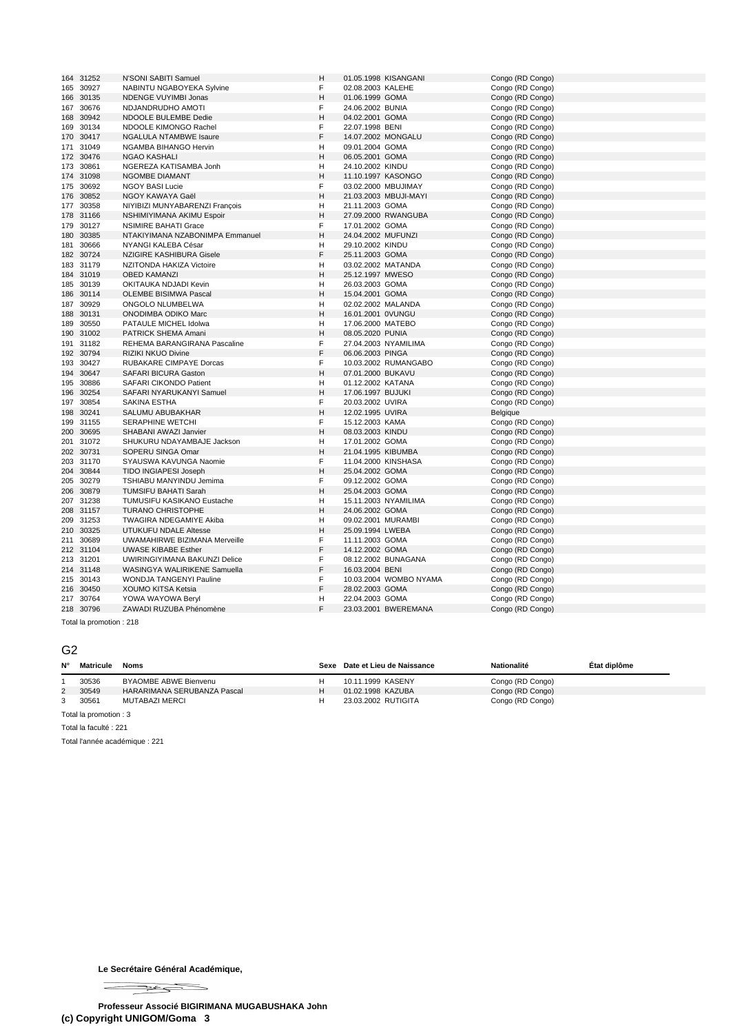| | | | | | | |
|---|---|---|---|---|---|---|
| 164 | 31252 | N'SONI SABITI Samuel | H | 01.05.1998 KISANGANI | Congo (RD Congo) | |
| 165 | 30927 | NABINTU NGABOYEKA Sylvine | F | 02.08.2003 KALEHE | Congo (RD Congo) | |
| 166 | 30135 | NDENGE VUYIMBI Jonas | H | 01.06.1999 GOMA | Congo (RD Congo) | |
| 167 | 30676 | NDJANDRUDHO AMOTI | F | 24.06.2002 BUNIA | Congo (RD Congo) | |
| 168 | 30942 | NDOOLE BULEMBE Dedie | H | 04.02.2001 GOMA | Congo (RD Congo) | |
| 169 | 30134 | NDOOLE KIMONGO Rachel | F | 22.07.1998 BENI | Congo (RD Congo) | |
| 170 | 30417 | NGALULA NTAMBWE Isaure | F | 14.07.2002 MONGALU | Congo (RD Congo) | |
| 171 | 31049 | NGAMBA BIHANGO Hervin | H | 09.01.2004 GOMA | Congo (RD Congo) | |
| 172 | 30476 | NGAO KASHALI | H | 06.05.2001 GOMA | Congo (RD Congo) | |
| 173 | 30861 | NGEREZA KATISAMBA Jonh | H | 24.10.2002 KINDU | Congo (RD Congo) | |
| 174 | 31098 | NGOMBE DIAMANT | H | 11.10.1997 KASONGO | Congo (RD Congo) | |
| 175 | 30692 | NGOY BASI Lucie | F | 03.02.2000 MBUJIMAY | Congo (RD Congo) | |
| 176 | 30852 | NGOY KAWAYA Gaël | H | 21.03.2003 MBUJI-MAYI | Congo (RD Congo) | |
| 177 | 30358 | NIYIBIZI MUNYABARENZI François | H | 21.11.2003 GOMA | Congo (RD Congo) | |
| 178 | 31166 | NSHIMIYIMANA AKIMU Espoir | H | 27.09.2000 RWANGUBA | Congo (RD Congo) | |
| 179 | 30127 | NSIMIRE BAHATI Grace | F | 17.01.2002 GOMA | Congo (RD Congo) | |
| 180 | 30385 | NTAKIYIMANA NZABONIMPA Emmanuel | H | 24.04.2002 MUFUNZI | Congo (RD Congo) | |
| 181 | 30666 | NYANGI KALEBA César | H | 29.10.2002 KINDU | Congo (RD Congo) | |
| 182 | 30724 | NZIGIRE KASHIBURA Gisele | F | 25.11.2003 GOMA | Congo (RD Congo) | |
| 183 | 31179 | NZITONDA HAKIZA Victoire | H | 03.02.2002 MATANDA | Congo (RD Congo) | |
| 184 | 31019 | OBED KAMANZI | H | 25.12.1997 MWESO | Congo (RD Congo) | |
| 185 | 30139 | OKITAUKA NDJADI Kevin | H | 26.03.2003 GOMA | Congo (RD Congo) | |
| 186 | 30114 | OLEMBE BISIMWA Pascal | H | 15.04.2001 GOMA | Congo (RD Congo) | |
| 187 | 30929 | ONGOLO NLUMBELWA | H | 02.02.2002 MALANDA | Congo (RD Congo) | |
| 188 | 30131 | ONODIMBA ODIKO Marc | H | 16.01.2001 0VUNGU | Congo (RD Congo) | |
| 189 | 30550 | PATAULE MICHEL Idolwa | H | 17.06.2000 MATEBO | Congo (RD Congo) | |
| 190 | 31002 | PATRICK SHEMA Amani | H | 08.05.2020 PUNIA | Congo (RD Congo) | |
| 191 | 31182 | REHEMA BARANGIRANA Pascaline | F | 27.04.2003 NYAMILIMA | Congo (RD Congo) | |
| 192 | 30794 | RIZIKI NKUO Divine | F | 06.06.2003 PINGA | Congo (RD Congo) | |
| 193 | 30427 | RUBAKARE CIMPAYE Dorcas | F | 10.03.2002 RUMANGABO | Congo (RD Congo) | |
| 194 | 30647 | SAFARI BICURA Gaston | H | 07.01.2000 BUKAVU | Congo (RD Congo) | |
| 195 | 30886 | SAFARI CIKONDO Patient | H | 01.12.2002 KATANA | Congo (RD Congo) | |
| 196 | 30254 | SAFARI NYARUKANYI Samuel | H | 17.06.1997 BUJUKI | Congo (RD Congo) | |
| 197 | 30854 | SAKINA ESTHA | F | 20.03.2002 UVIRA | Congo (RD Congo) | |
| 198 | 30241 | SALUMU ABUBAKHAR | H | 12.02.1995 UVIRA | Belgique | |
| 199 | 31155 | SERAPHINE WETCHI | F | 15.12.2003 KAMA | Congo (RD Congo) | |
| 200 | 30695 | SHABANI AWAZI Janvier | H | 08.03.2003 KINDU | Congo (RD Congo) | |
| 201 | 31072 | SHUKURU NDAYAMBAJE Jackson | H | 17.01.2002 GOMA | Congo (RD Congo) | |
| 202 | 30731 | SOPERU SINGA Omar | H | 21.04.1995 KIBUMBA | Congo (RD Congo) | |
| 203 | 31170 | SYAUSWA KAVUNGA Naomie | F | 11.04.2000 KINSHASA | Congo (RD Congo) | |
| 204 | 30844 | TIDO INGIAPESI Joseph | H | 25.04.2002 GOMA | Congo (RD Congo) | |
| 205 | 30279 | TSHIABU MANYINDU Jemima | F | 09.12.2002 GOMA | Congo (RD Congo) | |
| 206 | 30879 | TUMSIFU BAHATI Sarah | H | 25.04.2003 GOMA | Congo (RD Congo) | |
| 207 | 31238 | TUMUSIFU KASIKANO Eustache | H | 15.11.2003 NYAMILIMA | Congo (RD Congo) | |
| 208 | 31157 | TURANO CHRISTOPHE | H | 24.06.2002 GOMA | Congo (RD Congo) | |
| 209 | 31253 | TWAGIRA NDEGAMIYE Akiba | H | 09.02.2001 MURAMBI | Congo (RD Congo) | |
| 210 | 30325 | UTUKUFU NDALE Altesse | H | 25.09.1994 LWEBA | Congo (RD Congo) | |
| 211 | 30689 | UWAMAHIRWE BIZIMANA Merveille | F | 11.11.2003 GOMA | Congo (RD Congo) | |
| 212 | 31104 | UWASE KIBABE Esther | F | 14.12.2002 GOMA | Congo (RD Congo) | |
| 213 | 31201 | UWIRINGIYIMANA BAKUNZI Delice | F | 08.12.2002 BUNAGANA | Congo (RD Congo) | |
| 214 | 31148 | WASINGYA WALIRIKENE Samuella | F | 16.03.2004 BENI | Congo (RD Congo) | |
| 215 | 30143 | WONDJA TANGENYI Pauline | F | 10.03.2004 WOMBO NYAMA | Congo (RD Congo) | |
| 216 | 30450 | XOUMO KITSA Ketsia | F | 28.02.2003 GOMA | Congo (RD Congo) | |
| 217 | 30764 | YOWA WAYOWA Beryl | H | 22.04.2003 GOMA | Congo (RD Congo) | |
| 218 | 30796 | ZAWADI RUZUBA Phénomène | F | 23.03.2001 BWEREMANA | Congo (RD Congo) | |

Total la promotion : 218

## G2

| N° | Matricule | Noms | Sexe | Date et Lieu de Naissance | Nationalité | État diplôme |
|---|---|---|---|---|---|---|
| 1 | 30536 | BYAOMBE ABWE Bienvenu | H | 10.11.1999 KASENY | Congo (RD Congo) | |
| 2 | 30549 | HARARIMANA SERUBANZA Pascal | H | 01.02.1998 KAZUBA | Congo (RD Congo) | |
| 3 | 30561 | MUTABAZI MERCI | H | 23.03.2002 RUTIGITA | Congo (RD Congo) | |

Total la promotion : 3

Total la faculté : 221

Total l'année académique : 221

**Le Secrétaire Général Académique,**

**Professeur Associé BIGIRIMANA MUGABUSHAKA John**

**(c) Copyright UNIGOM/Goma**